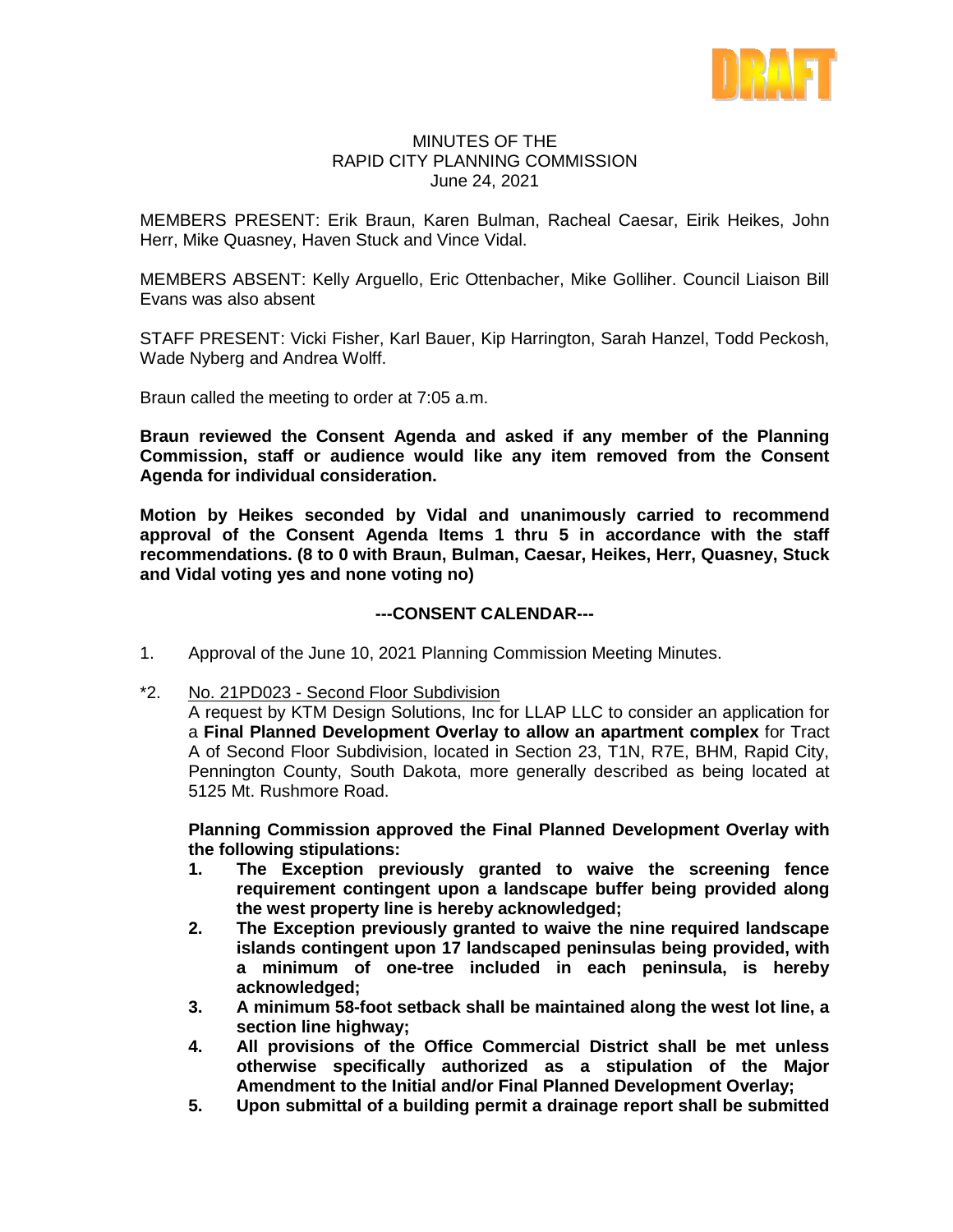DRAFT

MINUTES OF THE
RAPID CITY PLANNING COMMISSION
June 24, 2021

MEMBERS PRESENT: Erik Braun, Karen Bulman, Racheal Caesar, Eirik Heikes, John Herr, Mike Quasney, Haven Stuck and Vince Vidal.

MEMBERS ABSENT: Kelly Arguello, Eric Ottenbacher, Mike Golliher. Council Liaison Bill Evans was also absent

STAFF PRESENT: Vicki Fisher, Karl Bauer, Kip Harrington, Sarah Hanzel, Todd Peckosh, Wade Nyberg and Andrea Wolff.

Braun called the meeting to order at 7:05 a.m.

**Braun reviewed the Consent Agenda and asked if any member of the Planning Commission, staff or audience would like any item removed from the Consent Agenda for individual consideration.**

**Motion by Heikes seconded by Vidal and unanimously carried to recommend approval of the Consent Agenda Items 1 thru 5 in accordance with the staff recommendations. (8 to 0 with Braun, Bulman, Caesar, Heikes, Herr, Quasney, Stuck and Vidal voting yes and none voting no)**

**---CONSENT CALENDAR---**

1. Approval of the June 10, 2021 Planning Commission Meeting Minutes.

*2. No. 21PD023 - Second Floor Subdivision
A request by KTM Design Solutions, Inc for LLAP LLC to consider an application for a **Final Planned Development Overlay to allow an apartment complex** for Tract A of Second Floor Subdivision, located in Section 23, T1N, R7E, BHM, Rapid City, Pennington County, South Dakota, more generally described as being located at 5125 Mt. Rushmore Road.

**Planning Commission approved the Final Planned Development Overlay with the following stipulations:**

1. **The Exception previously granted to waive the screening fence requirement contingent upon a landscape buffer being provided along the west property line is hereby acknowledged;**
2. **The Exception previously granted to waive the nine required landscape islands contingent upon 17 landscaped peninsulas being provided, with a minimum of one-tree included in each peninsula, is hereby acknowledged;**
3. **A minimum 58-foot setback shall be maintained along the west lot line, a section line highway;**
4. **All provisions of the Office Commercial District shall be met unless otherwise specifically authorized as a stipulation of the Major Amendment to the Initial and/or Final Planned Development Overlay;**
5. **Upon submittal of a building permit a drainage report shall be submitted**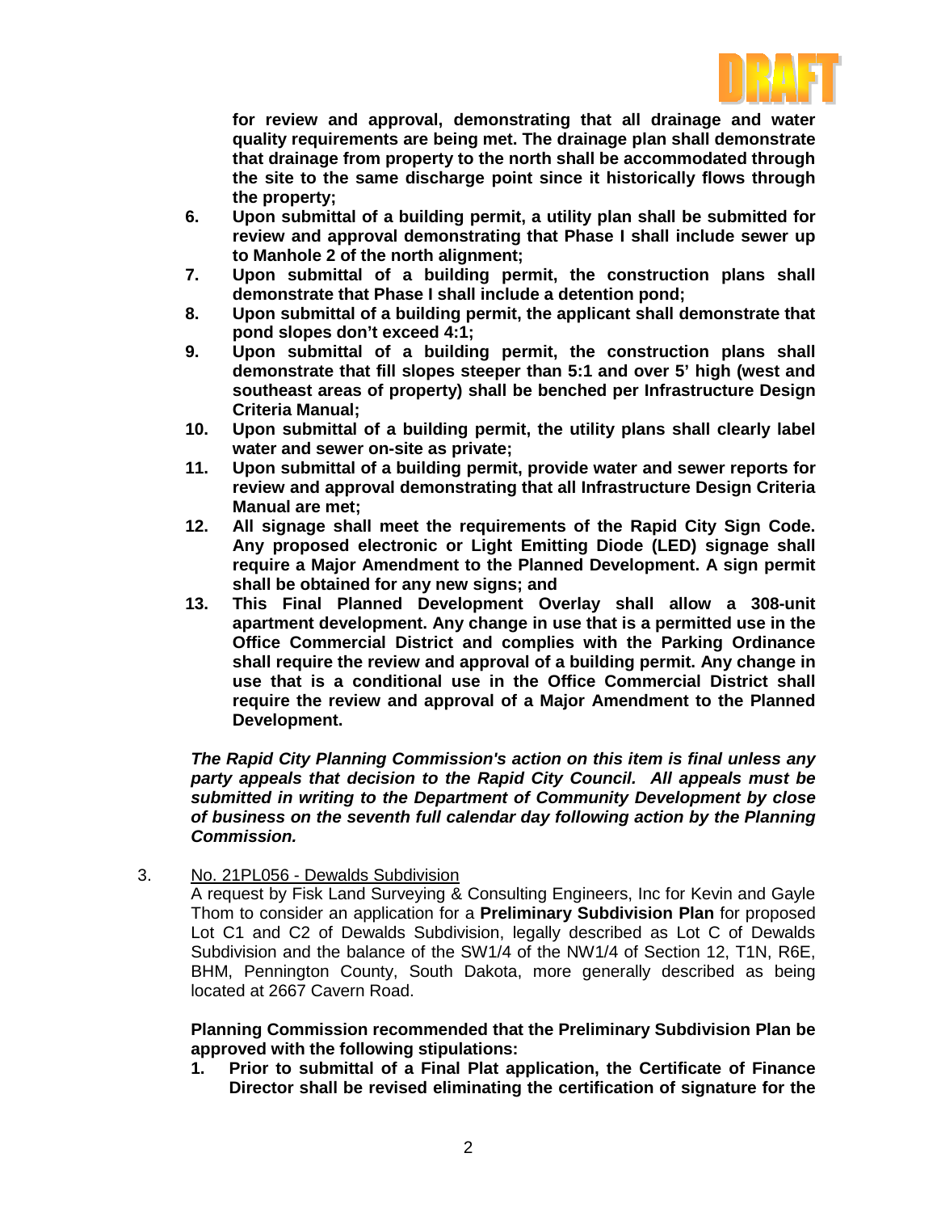**for review and approval, demonstrating that all drainage and water quality requirements are being met. The drainage plan shall demonstrate that drainage from property to the north shall be accommodated through the site to the same discharge point since it historically flows through the property;**

6. **Upon submittal of a building permit, a utility plan shall be submitted for review and approval demonstrating that Phase I shall include sewer up to Manhole 2 of the north alignment;**
7. **Upon submittal of a building permit, the construction plans shall demonstrate that Phase I shall include a detention pond;**
8. **Upon submittal of a building permit, the applicant shall demonstrate that pond slopes don't exceed 4:1;**
9. **Upon submittal of a building permit, the construction plans shall demonstrate that fill slopes steeper than 5:1 and over 5' high (west and southeast areas of property) shall be benched per Infrastructure Design Criteria Manual;**
10. **Upon submittal of a building permit, the utility plans shall clearly label water and sewer on-site as private;**
11. **Upon submittal of a building permit, provide water and sewer reports for review and approval demonstrating that all Infrastructure Design Criteria Manual are met;**
12. **All signage shall meet the requirements of the Rapid City Sign Code. Any proposed electronic or Light Emitting Diode (LED) signage shall require a Major Amendment to the Planned Development. A sign permit shall be obtained for any new signs; and**
13. **This Final Planned Development Overlay shall allow a 308-unit apartment development. Any change in use that is a permitted use in the Office Commercial District and complies with the Parking Ordinance shall require the review and approval of a building permit. Any change in use that is a conditional use in the Office Commercial District shall require the review and approval of a Major Amendment to the Planned Development.**

***The Rapid City Planning Commission's action on this item is final unless any party appeals that decision to the Rapid City Council. All appeals must be submitted in writing to the Department of Community Development by close of business on the seventh full calendar day following action by the Planning Commission.***

3. No. 21PL056 - Dewalds Subdivision

   A request by Fisk Land Surveying & Consulting Engineers, Inc for Kevin and Gayle Thom to consider an application for a **Preliminary Subdivision Plan** for proposed Lot C1 and C2 of Dewalds Subdivision, legally described as Lot C of Dewalds Subdivision and the balance of the SW1/4 of the NW1/4 of Section 12, T1N, R6E, BHM, Pennington County, South Dakota, more generally described as being located at 2667 Cavern Road.

   **Planning Commission recommended that the Preliminary Subdivision Plan be approved with the following stipulations:**

   1. **Prior to submittal of a Final Plat application, the Certificate of Finance Director shall be revised eliminating the certification of signature for the**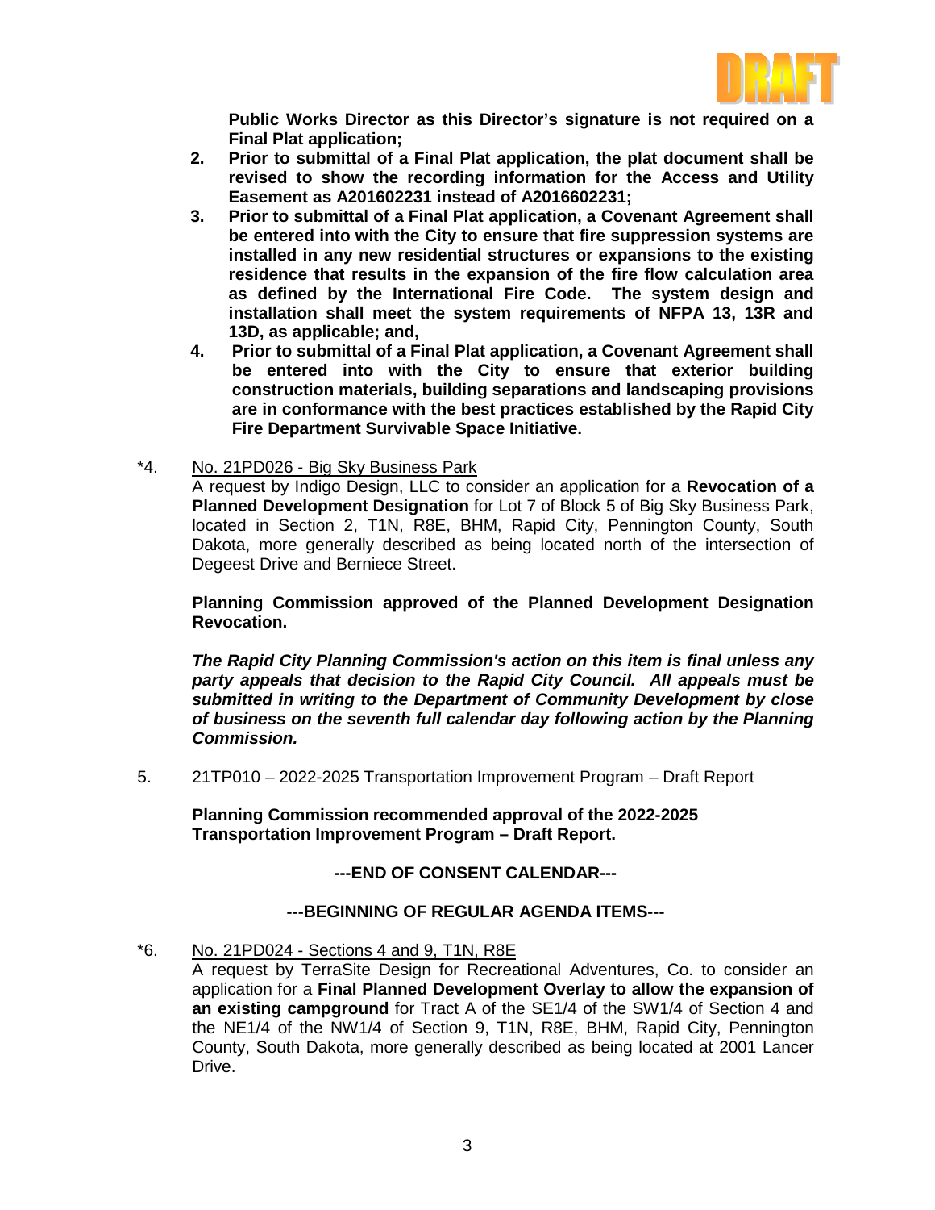**Public Works Director as this Director's signature is not required on a Final Plat application;**

2. **Prior to submittal of a Final Plat application, the plat document shall be revised to show the recording information for the Access and Utility Easement as A201602231 instead of A2016602231;**
3. **Prior to submittal of a Final Plat application, a Covenant Agreement shall be entered into with the City to ensure that fire suppression systems are installed in any new residential structures or expansions to the existing residence that results in the expansion of the fire flow calculation area as defined by the International Fire Code. The system design and installation shall meet the system requirements of NFPA 13, 13R and 13D, as applicable; and,**
4. **Prior to submittal of a Final Plat application, a Covenant Agreement shall be entered into with the City to ensure that exterior building construction materials, building separations and landscaping provisions are in conformance with the best practices established by the Rapid City Fire Department Survivable Space Initiative.**

*4. No. 21PD026 - Big Sky Business Park

A request by Indigo Design, LLC to consider an application for a **Revocation of a Planned Development Designation** for Lot 7 of Block 5 of Big Sky Business Park, located in Section 2, T1N, R8E, BHM, Rapid City, Pennington County, South Dakota, more generally described as being located north of the intersection of Degeest Drive and Berniece Street.

**Planning Commission approved of the Planned Development Designation Revocation.**

***The Rapid City Planning Commission's action on this item is final unless any party appeals that decision to the Rapid City Council. All appeals must be submitted in writing to the Department of Community Development by close of business on the seventh full calendar day following action by the Planning Commission.***

5. 21TP010 – 2022-2025 Transportation Improvement Program – Draft Report

**Planning Commission recommended approval of the 2022-2025 Transportation Improvement Program – Draft Report.**

**---END OF CONSENT CALENDAR---**

**---BEGINNING OF REGULAR AGENDA ITEMS---**

*6. No. 21PD024 - Sections 4 and 9, T1N, R8E

A request by TerraSite Design for Recreational Adventures, Co. to consider an application for a **Final Planned Development Overlay to allow the expansion of an existing campground** for Tract A of the SE1/4 of the SW1/4 of Section 4 and the NE1/4 of the NW1/4 of Section 9, T1N, R8E, BHM, Rapid City, Pennington County, South Dakota, more generally described as being located at 2001 Lancer Drive.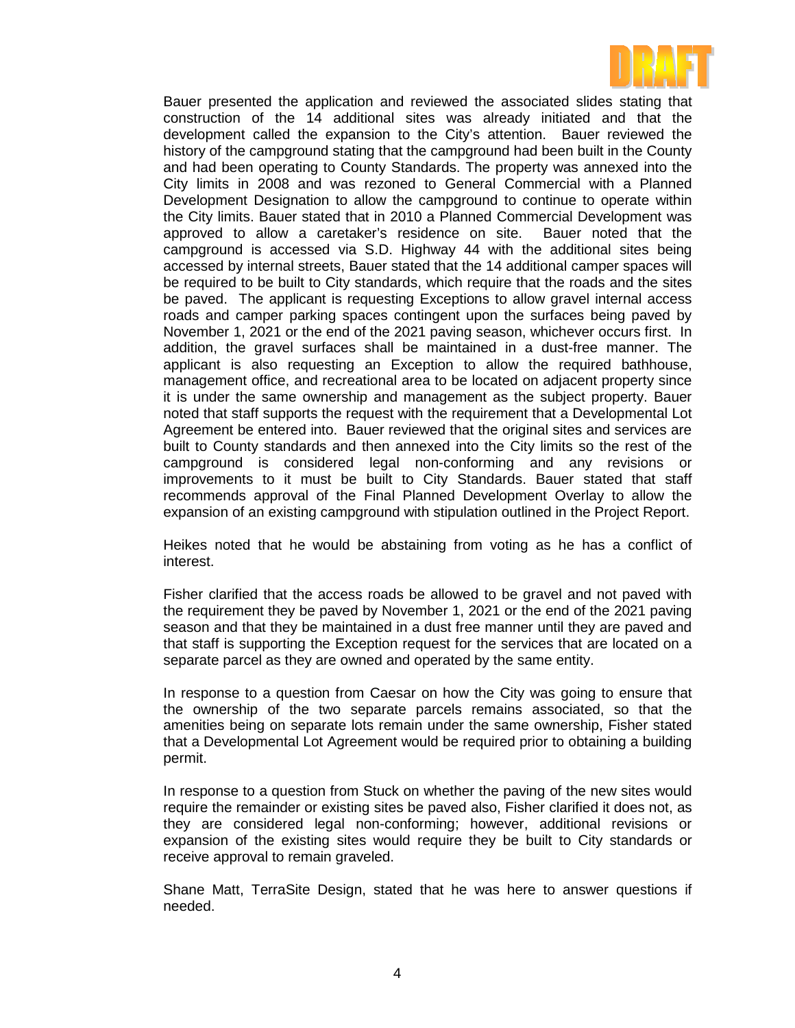Bauer presented the application and reviewed the associated slides stating that construction of the 14 additional sites was already initiated and that the development called the expansion to the City's attention. Bauer reviewed the history of the campground stating that the campground had been built in the County and had been operating to County Standards. The property was annexed into the City limits in 2008 and was rezoned to General Commercial with a Planned Development Designation to allow the campground to continue to operate within the City limits. Bauer stated that in 2010 a Planned Commercial Development was approved to allow a caretaker's residence on site. Bauer noted that the campground is accessed via S.D. Highway 44 with the additional sites being accessed by internal streets, Bauer stated that the 14 additional camper spaces will be required to be built to City standards, which require that the roads and the sites be paved. The applicant is requesting Exceptions to allow gravel internal access roads and camper parking spaces contingent upon the surfaces being paved by November 1, 2021 or the end of the 2021 paving season, whichever occurs first. In addition, the gravel surfaces shall be maintained in a dust-free manner. The applicant is also requesting an Exception to allow the required bathhouse, management office, and recreational area to be located on adjacent property since it is under the same ownership and management as the subject property. Bauer noted that staff supports the request with the requirement that a Developmental Lot Agreement be entered into. Bauer reviewed that the original sites and services are built to County standards and then annexed into the City limits so the rest of the campground is considered legal non-conforming and any revisions or improvements to it must be built to City Standards. Bauer stated that staff recommends approval of the Final Planned Development Overlay to allow the expansion of an existing campground with stipulation outlined in the Project Report.

Heikes noted that he would be abstaining from voting as he has a conflict of interest.

Fisher clarified that the access roads be allowed to be gravel and not paved with the requirement they be paved by November 1, 2021 or the end of the 2021 paving season and that they be maintained in a dust free manner until they are paved and that staff is supporting the Exception request for the services that are located on a separate parcel as they are owned and operated by the same entity.

In response to a question from Caesar on how the City was going to ensure that the ownership of the two separate parcels remains associated, so that the amenities being on separate lots remain under the same ownership, Fisher stated that a Developmental Lot Agreement would be required prior to obtaining a building permit.

In response to a question from Stuck on whether the paving of the new sites would require the remainder or existing sites be paved also, Fisher clarified it does not, as they are considered legal non-conforming; however, additional revisions or expansion of the existing sites would require they be built to City standards or receive approval to remain graveled.

Shane Matt, TerraSite Design, stated that he was here to answer questions if needed.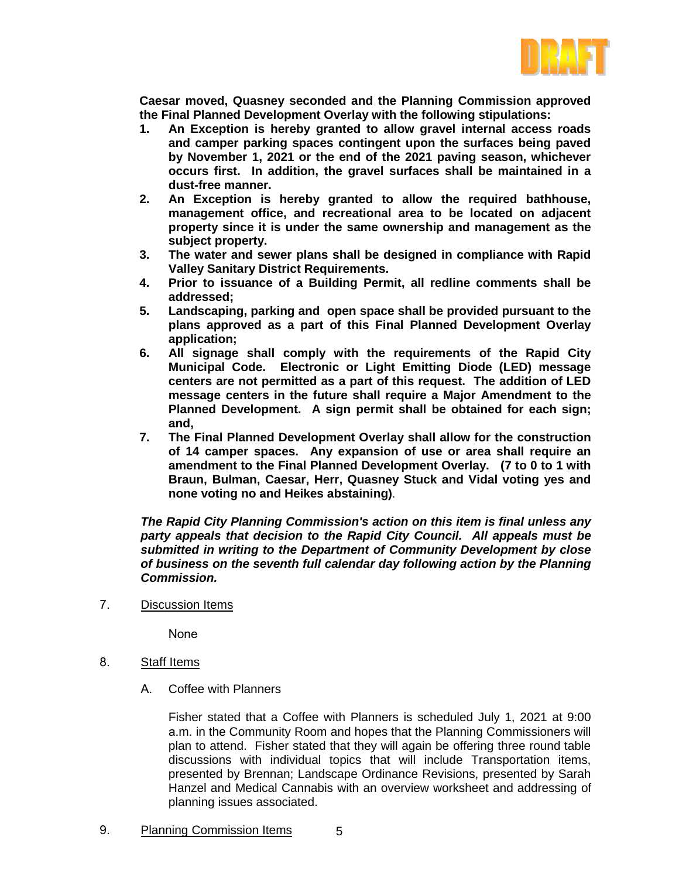**Caesar moved, Quasney seconded and the Planning Commission approved the Final Planned Development Overlay with the following stipulations:**

1. **An Exception is hereby granted to allow gravel internal access roads and camper parking spaces contingent upon the surfaces being paved by November 1, 2021 or the end of the 2021 paving season, whichever occurs first. In addition, the gravel surfaces shall be maintained in a dust-free manner.**
2. **An Exception is hereby granted to allow the required bathhouse, management office, and recreational area to be located on adjacent property since it is under the same ownership and management as the subject property.**
3. **The water and sewer plans shall be designed in compliance with Rapid Valley Sanitary District Requirements.**
4. **Prior to issuance of a Building Permit, all redline comments shall be addressed;**
5. **Landscaping, parking and open space shall be provided pursuant to the plans approved as a part of this Final Planned Development Overlay application;**
6. **All signage shall comply with the requirements of the Rapid City Municipal Code. Electronic or Light Emitting Diode (LED) message centers are not permitted as a part of this request. The addition of LED message centers in the future shall require a Major Amendment to the Planned Development. A sign permit shall be obtained for each sign; and,**
7. **The Final Planned Development Overlay shall allow for the construction of 14 camper spaces. Any expansion of use or area shall require an amendment to the Final Planned Development Overlay. (7 to 0 to 1 with Braun, Bulman, Caesar, Herr, Quasney Stuck and Vidal voting yes and none voting no and Heikes abstaining)**.

***The Rapid City Planning Commission's action on this item is final unless any party appeals that decision to the Rapid City Council. All appeals must be submitted in writing to the Department of Community Development by close of business on the seventh full calendar day following action by the Planning Commission.***

7. Discussion Items

   None

8. Staff Items

   A. Coffee with Planners

   Fisher stated that a Coffee with Planners is scheduled July 1, 2021 at 9:00 a.m. in the Community Room and hopes that the Planning Commissioners will plan to attend. Fisher stated that they will again be offering three round table discussions with individual topics that will include Transportation items, presented by Brennan; Landscape Ordinance Revisions, presented by Sarah Hanzel and Medical Cannabis with an overview worksheet and addressing of planning issues associated.

9. Planning Commission Items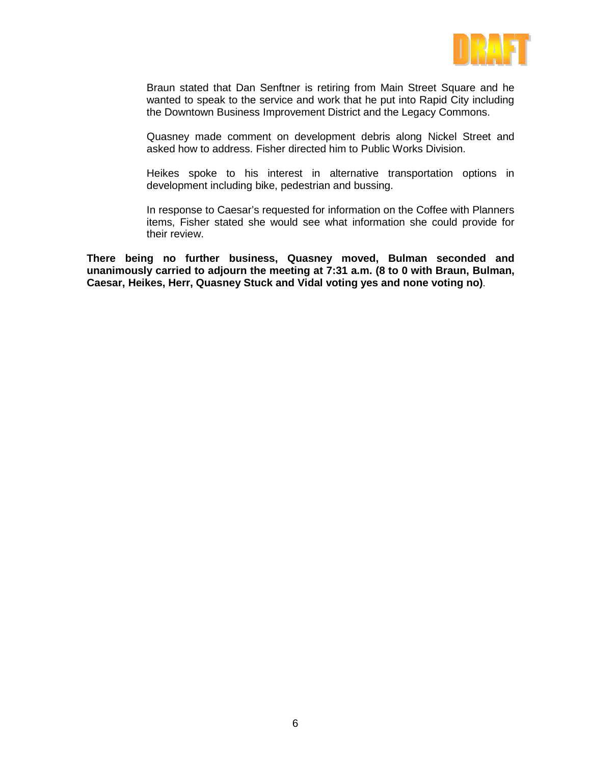DRAFT

Braun stated that Dan Senftner is retiring from Main Street Square and he wanted to speak to the service and work that he put into Rapid City including the Downtown Business Improvement District and the Legacy Commons.

Quasney made comment on development debris along Nickel Street and asked how to address. Fisher directed him to Public Works Division.

Heikes spoke to his interest in alternative transportation options in development including bike, pedestrian and bussing.

In response to Caesar's requested for information on the Coffee with Planners items, Fisher stated she would see what information she could provide for their review.

**There being no further business, Quasney moved, Bulman seconded and unanimously carried to adjourn the meeting at 7:31 a.m. (8 to 0 with Braun, Bulman, Caesar, Heikes, Herr, Quasney Stuck and Vidal voting yes and none voting no)**.